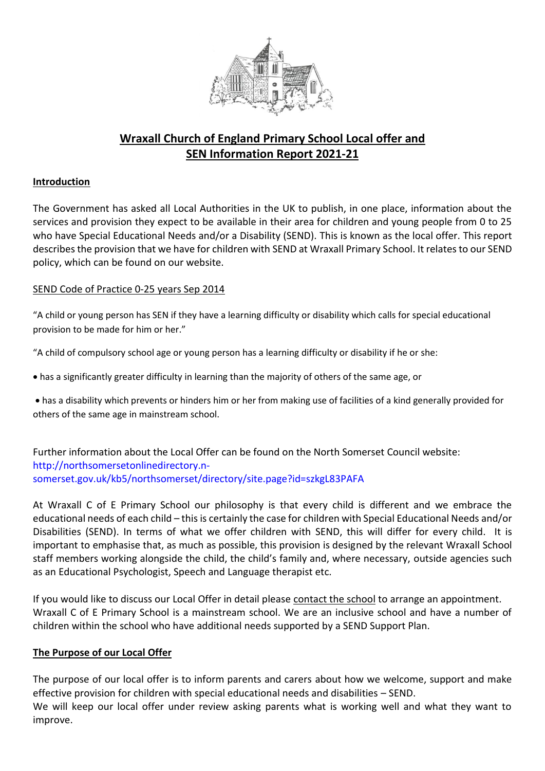# Wraxall Church of England Primary School Local offer and SEN Information Report 2021-21

## Introduction

The Government has asked all Local Authorities in the UK to publish, in one place, information about the services and provision they expect to be available in their area for children and young people from 0 to 25 who have Special Educational Needs and/or a Disability (SEND). This is known as the local offer. This report describes the provision that we have for children with SEND at Wraxall Primary School. It relates to our SEND policy, which can be found on our website.

SEND Code of Practice 0-25 years Sep 2014

"A child or young person has SEN if they have a learning difficulty or disability which calls for special educational provision to be made for him or her."

"A child of compulsory school age or young person has a learning difficulty or disability if he or she:

- has a significantly greater difficulty in learning than the majority of others of the same age, or
- has a disability which prevents or hinders him or her from making use of facilities of a kind generally provided for others of the same age in mainstream school.

Further information about the Local Offer can be found on the North Somerset Council website: http://northsomersetonlinedirectory.n-somerset.gov.uk/kb5/northsomerset/directory/site.page?id=szkgL83PAFA

At Wraxall C of E Primary School our philosophy is that every child is different and we embrace the educational needs of each child – this is certainly the case for children with Special Educational Needs and/or Disabilities (SEND). In terms of what we offer children with SEND, this will differ for every child. It is important to emphasise that, as much as possible, this provision is designed by the relevant Wraxall School staff members working alongside the child, the child's family and, where necessary, outside agencies such as an Educational Psychologist, Speech and Language therapist etc.

If you would like to discuss our Local Offer in detail please contact the school to arrange an appointment.
Wraxall C of E Primary School is a mainstream school. We are an inclusive school and have a number of children within the school who have additional needs supported by a SEND Support Plan.

## The Purpose of our Local Offer

The purpose of our local offer is to inform parents and carers about how we welcome, support and make effective provision for children with special educational needs and disabilities – SEND.
We will keep our local offer under review asking parents what is working well and what they want to improve.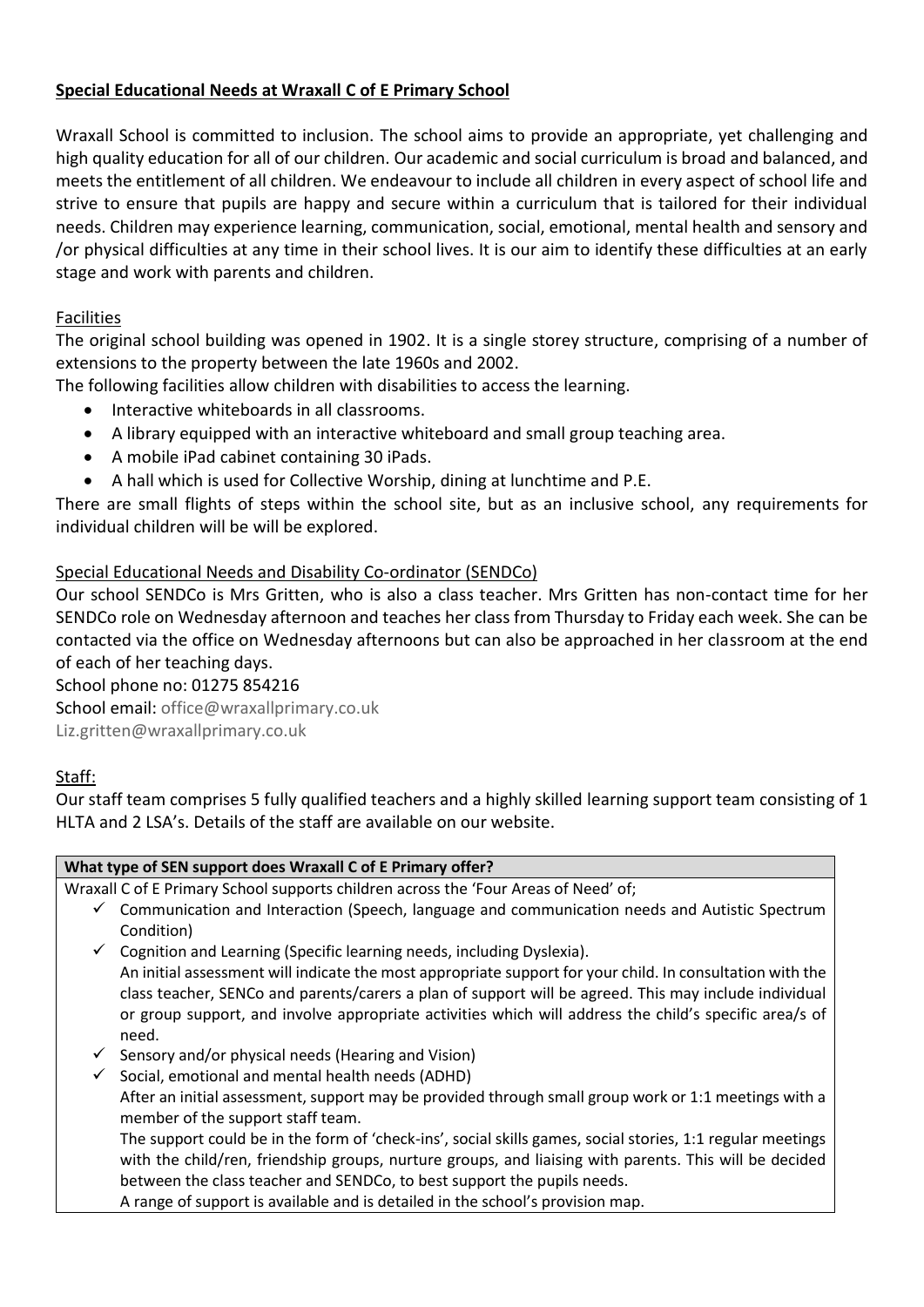## **Special Educational Needs at Wraxall C of E Primary School**

Wraxall School is committed to inclusion. The school aims to provide an appropriate, yet challenging and high quality education for all of our children. Our academic and social curriculum is broad and balanced, and meets the entitlement of all children. We endeavour to include all children in every aspect of school life and strive to ensure that pupils are happy and secure within a curriculum that is tailored for their individual needs. Children may experience learning, communication, social, emotional, mental health and sensory and /or physical difficulties at any time in their school lives. It is our aim to identify these difficulties at an early stage and work with parents and children.

### Facilities

The original school building was opened in 1902. It is a single storey structure, comprising of a number of extensions to the property between the late 1960s and 2002.

The following facilities allow children with disabilities to access the learning.

- Interactive whiteboards in all classrooms.
- A library equipped with an interactive whiteboard and small group teaching area.
- A mobile iPad cabinet containing 30 iPads.
- A hall which is used for Collective Worship, dining at lunchtime and P.E.

There are small flights of steps within the school site, but as an inclusive school, any requirements for individual children will be will be explored.

### Special Educational Needs and Disability Co-ordinator (SENDCo)

Our school SENDCo is Mrs Gritten, who is also a class teacher. Mrs Gritten has non-contact time for her SENDCo role on Wednesday afternoon and teaches her class from Thursday to Friday each week. She can be contacted via the office on Wednesday afternoons but can also be approached in her classroom at the end of each of her teaching days.

School phone no: 01275 854216

School email: office@wraxallprimary.co.uk

Liz.gritten@wraxallprimary.co.uk

### Staff:

Our staff team comprises 5 fully qualified teachers and a highly skilled learning support team consisting of 1 HLTA and 2 LSA's. Details of the staff are available on our website.

| **What type of SEN support does Wraxall C of E Primary offer?** |
|---|
| Wraxall C of E Primary School supports children across the 'Four Areas of Need' of;<br>✓ Communication and Interaction (Speech, language and communication needs and Autistic Spectrum Condition)<br>✓ Cognition and Learning (Specific learning needs, including Dyslexia).<br>An initial assessment will indicate the most appropriate support for your child. In consultation with the class teacher, SENCo and parents/carers a plan of support will be agreed. This may include individual or group support, and involve appropriate activities which will address the child's specific area/s of need.<br>✓ Sensory and/or physical needs (Hearing and Vision)<br>✓ Social, emotional and mental health needs (ADHD)<br>After an initial assessment, support may be provided through small group work or 1:1 meetings with a member of the support staff team.<br>The support could be in the form of 'check-ins', social skills games, social stories, 1:1 regular meetings with the child/ren, friendship groups, nurture groups, and liaising with parents. This will be decided between the class teacher and SENDCo, to best support the pupils needs.<br>A range of support is available and is detailed in the school's provision map. |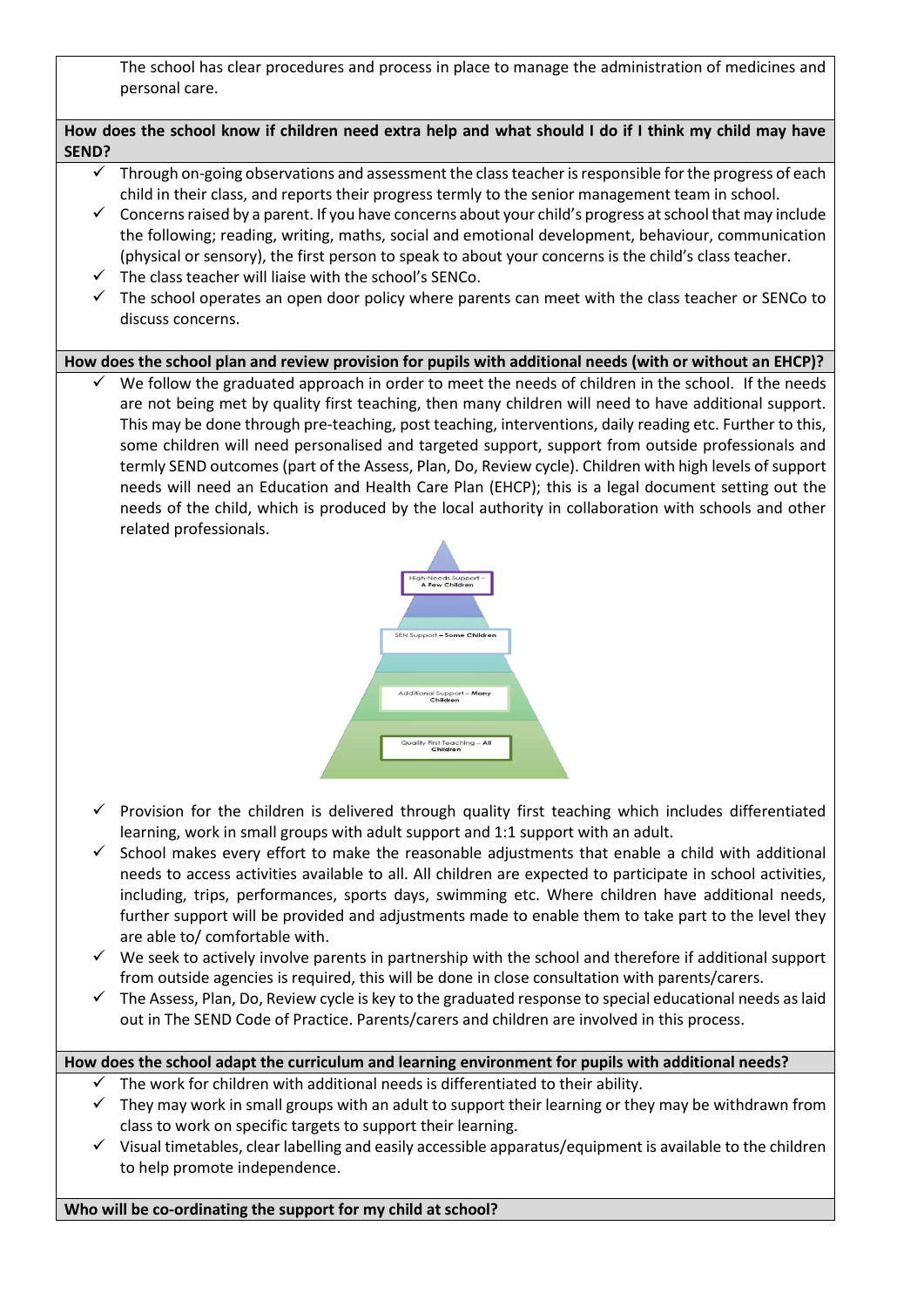The school has clear procedures and process in place to manage the administration of medicines and personal care.

**How does the school know if children need extra help and what should I do if I think my child may have SEND?**

- ✓ Through on-going observations and assessment the class teacher is responsible for the progress of each child in their class, and reports their progress termly to the senior management team in school.
- ✓ Concerns raised by a parent. If you have concerns about your child's progress at school that may include the following; reading, writing, maths, social and emotional development, behaviour, communication (physical or sensory), the first person to speak to about your concerns is the child's class teacher.
- ✓ The class teacher will liaise with the school's SENCo.
- ✓ The school operates an open door policy where parents can meet with the class teacher or SENCo to discuss concerns.

**How does the school plan and review provision for pupils with additional needs (with or without an EHCP)?**

- ✓ We follow the graduated approach in order to meet the needs of children in the school. If the needs are not being met by quality first teaching, then many children will need to have additional support. This may be done through pre-teaching, post teaching, interventions, daily reading etc. Further to this, some children will need personalised and targeted support, support from outside professionals and termly SEND outcomes (part of the Assess, Plan, Do, Review cycle). Children with high levels of support needs will need an Education and Health Care Plan (EHCP); this is a legal document setting out the needs of the child, which is produced by the local authority in collaboration with schools and other related professionals.

High-Needs Support – **A Few Children**

SEN Support – **Some Children**

Additional Support – **Many Children**

Quality First Teaching – **All Children**

- ✓ Provision for the children is delivered through quality first teaching which includes differentiated learning, work in small groups with adult support and 1:1 support with an adult.
- ✓ School makes every effort to make the reasonable adjustments that enable a child with additional needs to access activities available to all. All children are expected to participate in school activities, including, trips, performances, sports days, swimming etc. Where children have additional needs, further support will be provided and adjustments made to enable them to take part to the level they are able to/ comfortable with.
- ✓ We seek to actively involve parents in partnership with the school and therefore if additional support from outside agencies is required, this will be done in close consultation with parents/carers.
- ✓ The Assess, Plan, Do, Review cycle is key to the graduated response to special educational needs as laid out in The SEND Code of Practice. Parents/carers and children are involved in this process.

**How does the school adapt the curriculum and learning environment for pupils with additional needs?**

- ✓ The work for children with additional needs is differentiated to their ability.
- ✓ They may work in small groups with an adult to support their learning or they may be withdrawn from class to work on specific targets to support their learning.
- ✓ Visual timetables, clear labelling and easily accessible apparatus/equipment is available to the children to help promote independence.

**Who will be co-ordinating the support for my child at school?**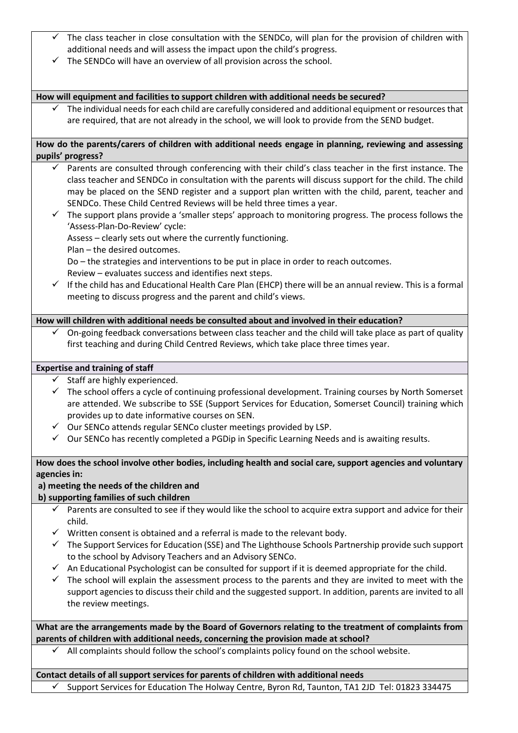- ✓ The class teacher in close consultation with the SENDCo, will plan for the provision of children with additional needs and will assess the impact upon the child's progress.
- ✓ The SENDCo will have an overview of all provision across the school.

**How will equipment and facilities to support children with additional needs be secured?**

- ✓ The individual needs for each child are carefully considered and additional equipment or resources that are required, that are not already in the school, we will look to provide from the SEND budget.

**How do the parents/carers of children with additional needs engage in planning, reviewing and assessing pupils' progress?**

- ✓ Parents are consulted through conferencing with their child's class teacher in the first instance. The class teacher and SENDCo in consultation with the parents will discuss support for the child. The child may be placed on the SEND register and a support plan written with the child, parent, teacher and SENDCo. These Child Centred Reviews will be held three times a year.
- ✓ The support plans provide a 'smaller steps' approach to monitoring progress. The process follows the 'Assess-Plan-Do-Review' cycle:
  Assess – clearly sets out where the currently functioning.
  Plan – the desired outcomes.
  Do – the strategies and interventions to be put in place in order to reach outcomes.
  Review – evaluates success and identifies next steps.
- ✓ If the child has and Educational Health Care Plan (EHCP) there will be an annual review. This is a formal meeting to discuss progress and the parent and child's views.

**How will children with additional needs be consulted about and involved in their education?**

- ✓ On-going feedback conversations between class teacher and the child will take place as part of quality first teaching and during Child Centred Reviews, which take place three times year.

**Expertise and training of staff**

- ✓ Staff are highly experienced.
- ✓ The school offers a cycle of continuing professional development. Training courses by North Somerset are attended. We subscribe to SSE (Support Services for Education, Somerset Council) training which provides up to date informative courses on SEN.
- ✓ Our SENCo attends regular SENCo cluster meetings provided by LSP.
- ✓ Our SENCo has recently completed a PGDip in Specific Learning Needs and is awaiting results.

**How does the school involve other bodies, including health and social care, support agencies and voluntary agencies in:**
**a) meeting the needs of the children and**
**b) supporting families of such children**

- ✓ Parents are consulted to see if they would like the school to acquire extra support and advice for their child.
- ✓ Written consent is obtained and a referral is made to the relevant body.
- ✓ The Support Services for Education (SSE) and The Lighthouse Schools Partnership provide such support to the school by Advisory Teachers and an Advisory SENCo.
- ✓ An Educational Psychologist can be consulted for support if it is deemed appropriate for the child.
- ✓ The school will explain the assessment process to the parents and they are invited to meet with the support agencies to discuss their child and the suggested support. In addition, parents are invited to all the review meetings.

**What are the arrangements made by the Board of Governors relating to the treatment of complaints from parents of children with additional needs, concerning the provision made at school?**

- ✓ All complaints should follow the school's complaints policy found on the school website.

**Contact details of all support services for parents of children with additional needs**

- ✓ Support Services for Education The Holway Centre, Byron Rd, Taunton, TA1 2JD Tel: 01823 334475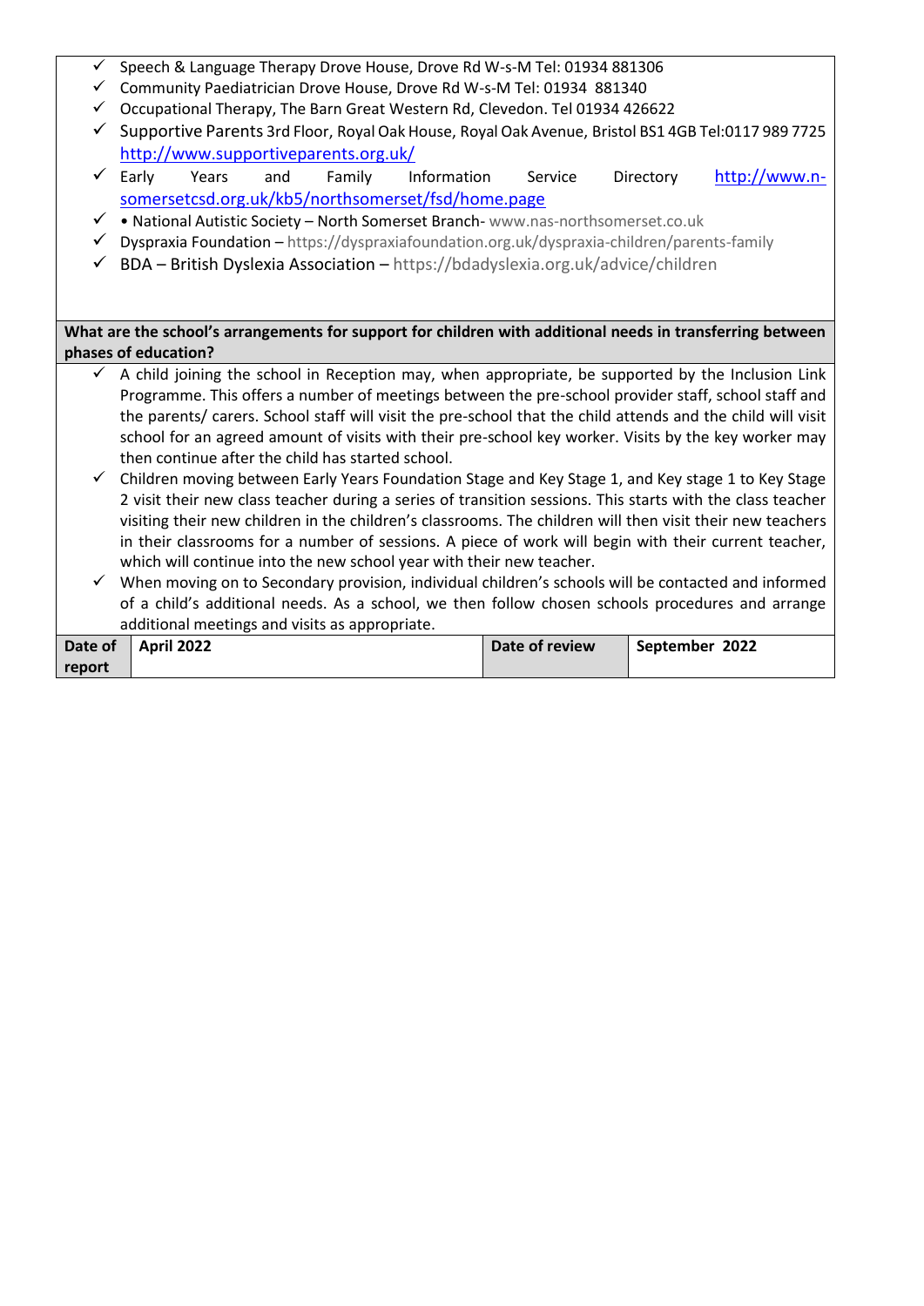- ✓ Speech & Language Therapy Drove House, Drove Rd W-s-M Tel: 01934 881306
- ✓ Community Paediatrician Drove House, Drove Rd W-s-M Tel: 01934 881340
- ✓ Occupational Therapy, The Barn Great Western Rd, Clevedon. Tel 01934 426622
- ✓ Supportive Parents 3rd Floor, Royal Oak House, Royal Oak Avenue, Bristol BS1 4GB Tel:0117 989 7725 http://www.supportiveparents.org.uk/
- ✓ Early Years and Family Information Service Directory http://www.n-somersetcsd.org.uk/kb5/northsomerset/fsd/home.page
- ✓ • National Autistic Society – North Somerset Branch- www.nas-northsomerset.co.uk
- ✓ Dyspraxia Foundation – https://dyspraxiafoundation.org.uk/dyspraxia-children/parents-family
- ✓ BDA – British Dyslexia Association – https://bdadyslexia.org.uk/advice/children

**What are the school's arrangements for support for children with additional needs in transferring between phases of education?**

- ✓ A child joining the school in Reception may, when appropriate, be supported by the Inclusion Link Programme. This offers a number of meetings between the pre-school provider staff, school staff and the parents/ carers. School staff will visit the pre-school that the child attends and the child will visit school for an agreed amount of visits with their pre-school key worker. Visits by the key worker may then continue after the child has started school.
- ✓ Children moving between Early Years Foundation Stage and Key Stage 1, and Key stage 1 to Key Stage 2 visit their new class teacher during a series of transition sessions. This starts with the class teacher visiting their new children in the children's classrooms. The children will then visit their new teachers in their classrooms for a number of sessions. A piece of work will begin with their current teacher, which will continue into the new school year with their new teacher.
- ✓ When moving on to Secondary provision, individual children's schools will be contacted and informed of a child's additional needs. As a school, we then follow chosen schools procedures and arrange additional meetings and visits as appropriate.

| | | | |
|---|---|---|---|
| **Date of report** | **April 2022** | **Date of review** | **September 2022** |